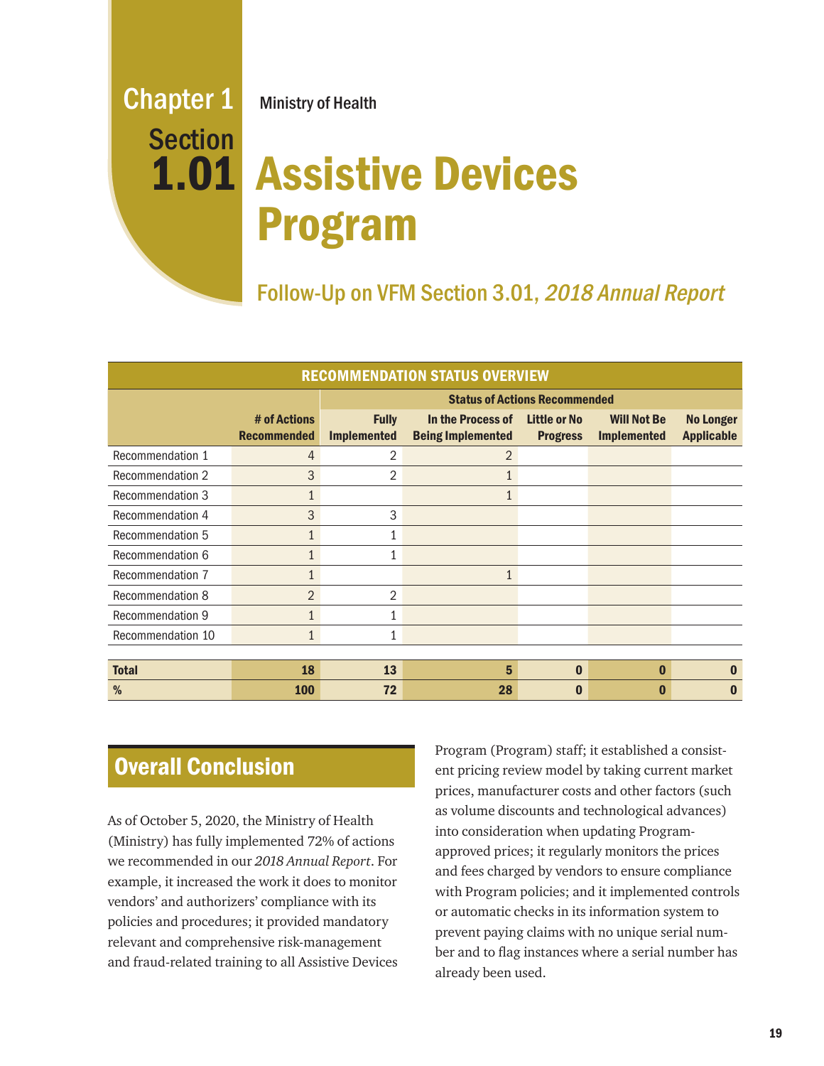Chapter 1
Section 1.01

Ministry of Health

# Assistive Devices Program

## Follow-Up on VFM Section 3.01, *2018 Annual Report*

| RECOMMENDATION STATUS OVERVIEW | | | | | | |
|---|---|---|---|---|---|---|
| | | Status of Actions Recommended | | | | |
| | # of Actions Recommended | Fully Implemented | In the Process of Being Implemented | Little or No Progress | Will Not Be Implemented | No Longer Applicable |
| Recommendation 1 | 4 | 2 | 2 | | | |
| Recommendation 2 | 3 | 2 | 1 | | | |
| Recommendation 3 | 1 | | 1 | | | |
| Recommendation 4 | 3 | 3 | | | | |
| Recommendation 5 | 1 | 1 | | | | |
| Recommendation 6 | 1 | 1 | | | | |
| Recommendation 7 | 1 | | 1 | | | |
| Recommendation 8 | 2 | 2 | | | | |
| Recommendation 9 | 1 | 1 | | | | |
| Recommendation 10 | 1 | 1 | | | | |
| **Total** | **18** | **13** | **5** | **0** | **0** | **0** |
| **%** | **100** | **72** | **28** | **0** | **0** | **0** |

## Overall Conclusion

As of October 5, 2020, the Ministry of Health (Ministry) has fully implemented 72% of actions we recommended in our *2018 Annual Report*. For example, it increased the work it does to monitor vendors' and authorizers' compliance with its policies and procedures; it provided mandatory relevant and comprehensive risk-management and fraud-related training to all Assistive Devices Program (Program) staff; it established a consistent pricing review model by taking current market prices, manufacturer costs and other factors (such as volume discounts and technological advances) into consideration when updating Program-approved prices; it regularly monitors the prices and fees charged by vendors to ensure compliance with Program policies; and it implemented controls or automatic checks in its information system to prevent paying claims with no unique serial number and to flag instances where a serial number has already been used.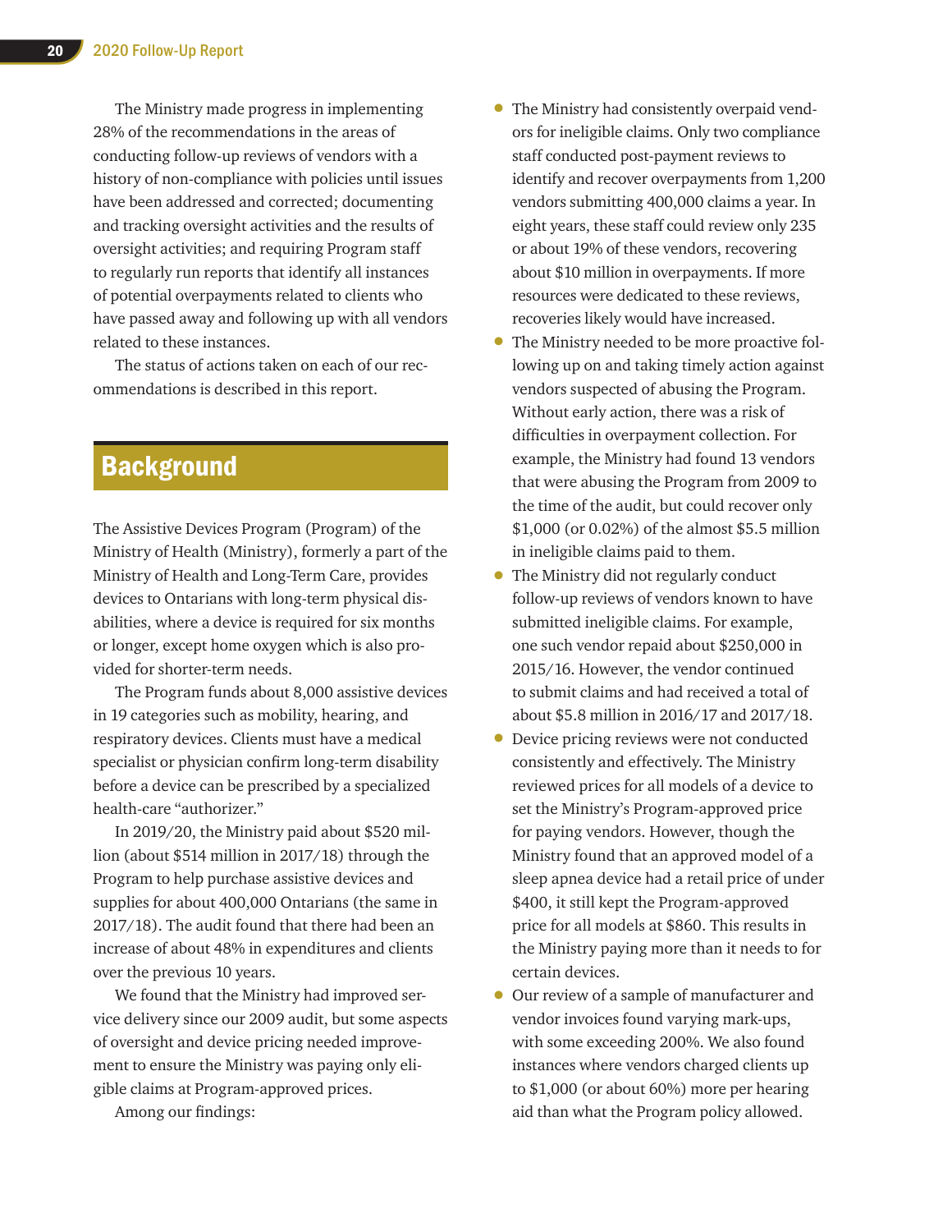The Ministry made progress in implementing 28% of the recommendations in the areas of conducting follow-up reviews of vendors with a history of non-compliance with policies until issues have been addressed and corrected; documenting and tracking oversight activities and the results of oversight activities; and requiring Program staff to regularly run reports that identify all instances of potential overpayments related to clients who have passed away and following up with all vendors related to these instances.

The status of actions taken on each of our recommendations is described in this report.

## Background

The Assistive Devices Program (Program) of the Ministry of Health (Ministry), formerly a part of the Ministry of Health and Long-Term Care, provides devices to Ontarians with long-term physical disabilities, where a device is required for six months or longer, except home oxygen which is also provided for shorter-term needs.

The Program funds about 8,000 assistive devices in 19 categories such as mobility, hearing, and respiratory devices. Clients must have a medical specialist or physician confirm long-term disability before a device can be prescribed by a specialized health-care "authorizer."

In 2019/20, the Ministry paid about $520 million (about $514 million in 2017/18) through the Program to help purchase assistive devices and supplies for about 400,000 Ontarians (the same in 2017/18). The audit found that there had been an increase of about 48% in expenditures and clients over the previous 10 years.

We found that the Ministry had improved service delivery since our 2009 audit, but some aspects of oversight and device pricing needed improvement to ensure the Ministry was paying only eligible claims at Program-approved prices.

Among our findings:

- The Ministry had consistently overpaid vendors for ineligible claims. Only two compliance staff conducted post-payment reviews to identify and recover overpayments from 1,200 vendors submitting 400,000 claims a year. In eight years, these staff could review only 235 or about 19% of these vendors, recovering about $10 million in overpayments. If more resources were dedicated to these reviews, recoveries likely would have increased.
- The Ministry needed to be more proactive following up on and taking timely action against vendors suspected of abusing the Program. Without early action, there was a risk of difficulties in overpayment collection. For example, the Ministry had found 13 vendors that were abusing the Program from 2009 to the time of the audit, but could recover only $1,000 (or 0.02%) of the almost $5.5 million in ineligible claims paid to them.
- The Ministry did not regularly conduct follow-up reviews of vendors known to have submitted ineligible claims. For example, one such vendor repaid about $250,000 in 2015/16. However, the vendor continued to submit claims and had received a total of about $5.8 million in 2016/17 and 2017/18.
- Device pricing reviews were not conducted consistently and effectively. The Ministry reviewed prices for all models of a device to set the Ministry's Program-approved price for paying vendors. However, though the Ministry found that an approved model of a sleep apnea device had a retail price of under $400, it still kept the Program-approved price for all models at $860. This results in the Ministry paying more than it needs to for certain devices.
- Our review of a sample of manufacturer and vendor invoices found varying mark-ups, with some exceeding 200%. We also found instances where vendors charged clients up to $1,000 (or about 60%) more per hearing aid than what the Program policy allowed.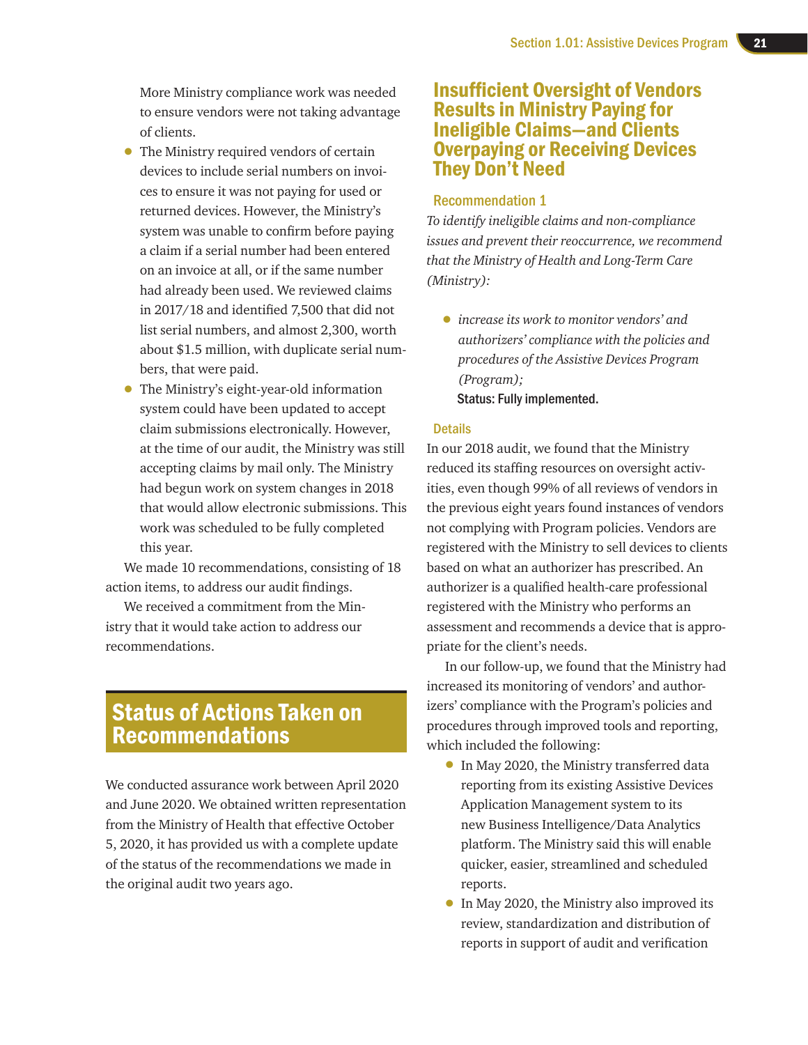More Ministry compliance work was needed to ensure vendors were not taking advantage of clients.

- The Ministry required vendors of certain devices to include serial numbers on invoices to ensure it was not paying for used or returned devices. However, the Ministry's system was unable to confirm before paying a claim if a serial number had been entered on an invoice at all, or if the same number had already been used. We reviewed claims in 2017/18 and identified 7,500 that did not list serial numbers, and almost 2,300, worth about $1.5 million, with duplicate serial numbers, that were paid.
- The Ministry's eight-year-old information system could have been updated to accept claim submissions electronically. However, at the time of our audit, the Ministry was still accepting claims by mail only. The Ministry had begun work on system changes in 2018 that would allow electronic submissions. This work was scheduled to be fully completed this year.

We made 10 recommendations, consisting of 18 action items, to address our audit findings.

We received a commitment from the Ministry that it would take action to address our recommendations.

# Status of Actions Taken on Recommendations

We conducted assurance work between April 2020 and June 2020. We obtained written representation from the Ministry of Health that effective October 5, 2020, it has provided us with a complete update of the status of the recommendations we made in the original audit two years ago.

## Insufficient Oversight of Vendors Results in Ministry Paying for Ineligible Claims—and Clients Overpaying or Receiving Devices They Don't Need

### Recommendation 1

*To identify ineligible claims and non-compliance issues and prevent their reoccurrence, we recommend that the Ministry of Health and Long-Term Care (Ministry):*

- *increase its work to monitor vendors' and authorizers' compliance with the policies and procedures of the Assistive Devices Program (Program);*

  **Status: Fully implemented.**

### Details

In our 2018 audit, we found that the Ministry reduced its staffing resources on oversight activities, even though 99% of all reviews of vendors in the previous eight years found instances of vendors not complying with Program policies. Vendors are registered with the Ministry to sell devices to clients based on what an authorizer has prescribed. An authorizer is a qualified health-care professional registered with the Ministry who performs an assessment and recommends a device that is appropriate for the client's needs.

In our follow-up, we found that the Ministry had increased its monitoring of vendors' and authorizers' compliance with the Program's policies and procedures through improved tools and reporting, which included the following:

- In May 2020, the Ministry transferred data reporting from its existing Assistive Devices Application Management system to its new Business Intelligence/Data Analytics platform. The Ministry said this will enable quicker, easier, streamlined and scheduled reports.
- In May 2020, the Ministry also improved its review, standardization and distribution of reports in support of audit and verification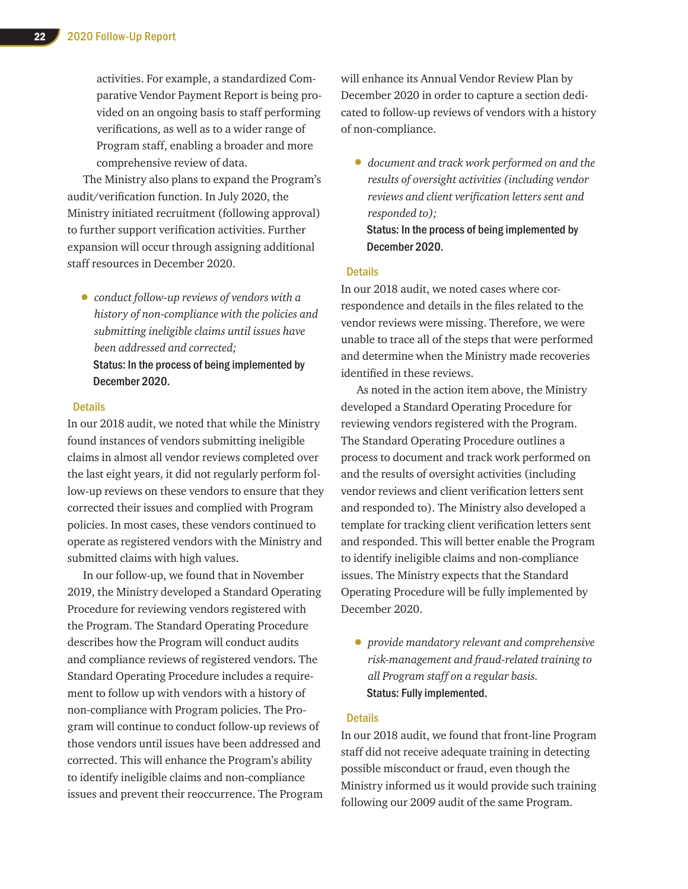activities. For example, a standardized Comparative Vendor Payment Report is being provided on an ongoing basis to staff performing verifications, as well as to a wider range of Program staff, enabling a broader and more comprehensive review of data.

The Ministry also plans to expand the Program's audit/verification function. In July 2020, the Ministry initiated recruitment (following approval) to further support verification activities. Further expansion will occur through assigning additional staff resources in December 2020.

- *conduct follow-up reviews of vendors with a history of non-compliance with the policies and submitting ineligible claims until issues have been addressed and corrected;*

  **Status: In the process of being implemented by December 2020.**

### Details

In our 2018 audit, we noted that while the Ministry found instances of vendors submitting ineligible claims in almost all vendor reviews completed over the last eight years, it did not regularly perform follow-up reviews on these vendors to ensure that they corrected their issues and complied with Program policies. In most cases, these vendors continued to operate as registered vendors with the Ministry and submitted claims with high values.

In our follow-up, we found that in November 2019, the Ministry developed a Standard Operating Procedure for reviewing vendors registered with the Program. The Standard Operating Procedure describes how the Program will conduct audits and compliance reviews of registered vendors. The Standard Operating Procedure includes a requirement to follow up with vendors with a history of non-compliance with Program policies. The Program will continue to conduct follow-up reviews of those vendors until issues have been addressed and corrected. This will enhance the Program's ability to identify ineligible claims and non-compliance issues and prevent their reoccurrence. The Program will enhance its Annual Vendor Review Plan by December 2020 in order to capture a section dedicated to follow-up reviews of vendors with a history of non-compliance.

- *document and track work performed on and the results of oversight activities (including vendor reviews and client verification letters sent and responded to);*

  **Status: In the process of being implemented by December 2020.**

### Details

In our 2018 audit, we noted cases where correspondence and details in the files related to the vendor reviews were missing. Therefore, we were unable to trace all of the steps that were performed and determine when the Ministry made recoveries identified in these reviews.

As noted in the action item above, the Ministry developed a Standard Operating Procedure for reviewing vendors registered with the Program. The Standard Operating Procedure outlines a process to document and track work performed on and the results of oversight activities (including vendor reviews and client verification letters sent and responded to). The Ministry also developed a template for tracking client verification letters sent and responded. This will better enable the Program to identify ineligible claims and non-compliance issues. The Ministry expects that the Standard Operating Procedure will be fully implemented by December 2020.

- *provide mandatory relevant and comprehensive risk-management and fraud-related training to all Program staff on a regular basis.*

  **Status: Fully implemented.**

### Details

In our 2018 audit, we found that front-line Program staff did not receive adequate training in detecting possible misconduct or fraud, even though the Ministry informed us it would provide such training following our 2009 audit of the same Program.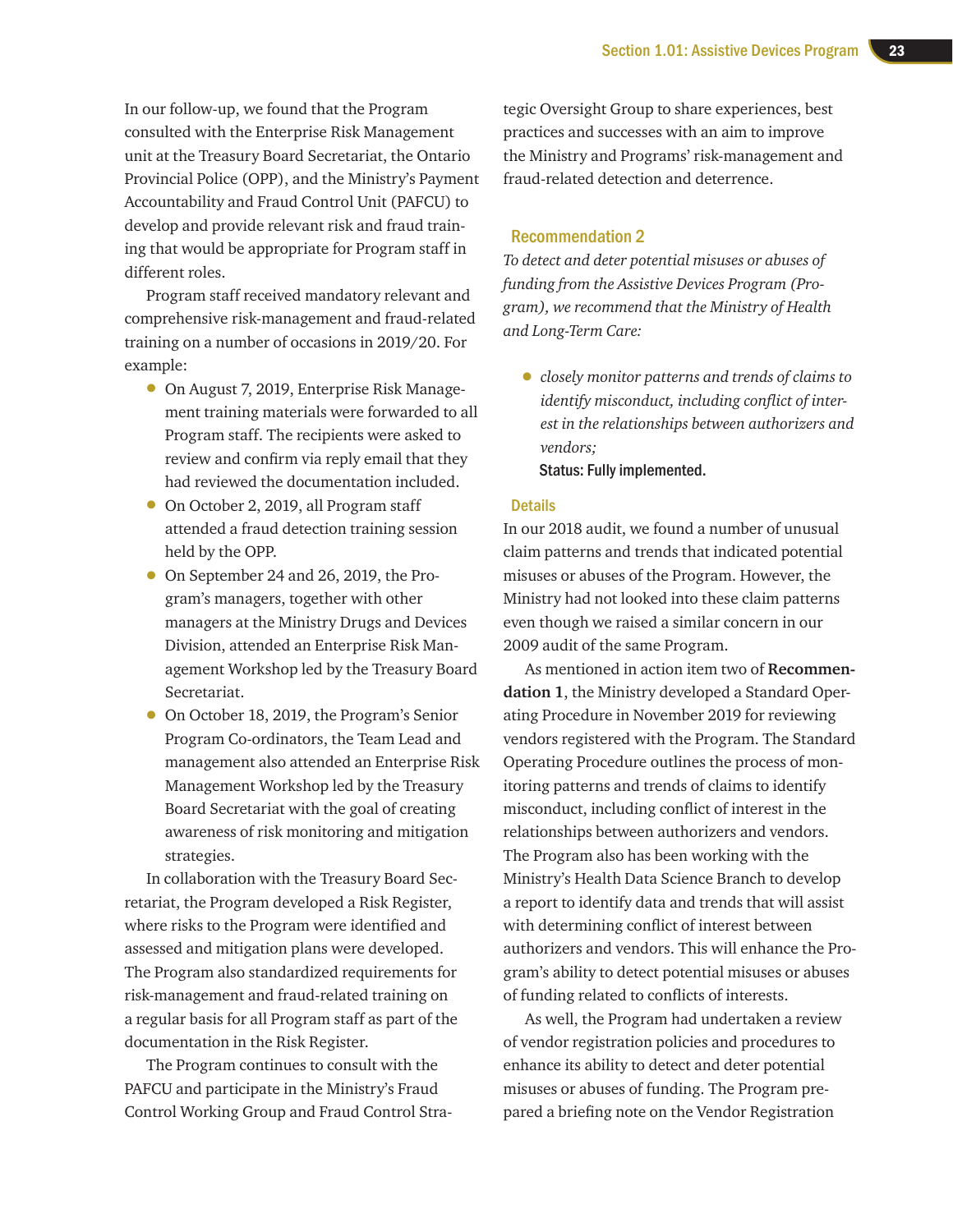In our follow-up, we found that the Program consulted with the Enterprise Risk Management unit at the Treasury Board Secretariat, the Ontario Provincial Police (OPP), and the Ministry's Payment Accountability and Fraud Control Unit (PAFCU) to develop and provide relevant risk and fraud training that would be appropriate for Program staff in different roles.

Program staff received mandatory relevant and comprehensive risk-management and fraud-related training on a number of occasions in 2019/20. For example:

- On August 7, 2019, Enterprise Risk Management training materials were forwarded to all Program staff. The recipients were asked to review and confirm via reply email that they had reviewed the documentation included.
- On October 2, 2019, all Program staff attended a fraud detection training session held by the OPP.
- On September 24 and 26, 2019, the Program's managers, together with other managers at the Ministry Drugs and Devices Division, attended an Enterprise Risk Management Workshop led by the Treasury Board Secretariat.
- On October 18, 2019, the Program's Senior Program Co-ordinators, the Team Lead and management also attended an Enterprise Risk Management Workshop led by the Treasury Board Secretariat with the goal of creating awareness of risk monitoring and mitigation strategies.

In collaboration with the Treasury Board Secretariat, the Program developed a Risk Register, where risks to the Program were identified and assessed and mitigation plans were developed. The Program also standardized requirements for risk-management and fraud-related training on a regular basis for all Program staff as part of the documentation in the Risk Register.

The Program continues to consult with the PAFCU and participate in the Ministry's Fraud Control Working Group and Fraud Control Strategic Oversight Group to share experiences, best practices and successes with an aim to improve the Ministry and Programs' risk-management and fraud-related detection and deterrence.

## Recommendation 2

*To detect and deter potential misuses or abuses of funding from the Assistive Devices Program (Program), we recommend that the Ministry of Health and Long-Term Care:*

- *closely monitor patterns and trends of claims to identify misconduct, including conflict of interest in the relationships between authorizers and vendors;*

  **Status: Fully implemented.**

### Details

In our 2018 audit, we found a number of unusual claim patterns and trends that indicated potential misuses or abuses of the Program. However, the Ministry had not looked into these claim patterns even though we raised a similar concern in our 2009 audit of the same Program.

As mentioned in action item two of **Recommendation 1**, the Ministry developed a Standard Operating Procedure in November 2019 for reviewing vendors registered with the Program. The Standard Operating Procedure outlines the process of monitoring patterns and trends of claims to identify misconduct, including conflict of interest in the relationships between authorizers and vendors. The Program also has been working with the Ministry's Health Data Science Branch to develop a report to identify data and trends that will assist with determining conflict of interest between authorizers and vendors. This will enhance the Program's ability to detect potential misuses or abuses of funding related to conflicts of interests.

As well, the Program had undertaken a review of vendor registration policies and procedures to enhance its ability to detect and deter potential misuses or abuses of funding. The Program prepared a briefing note on the Vendor Registration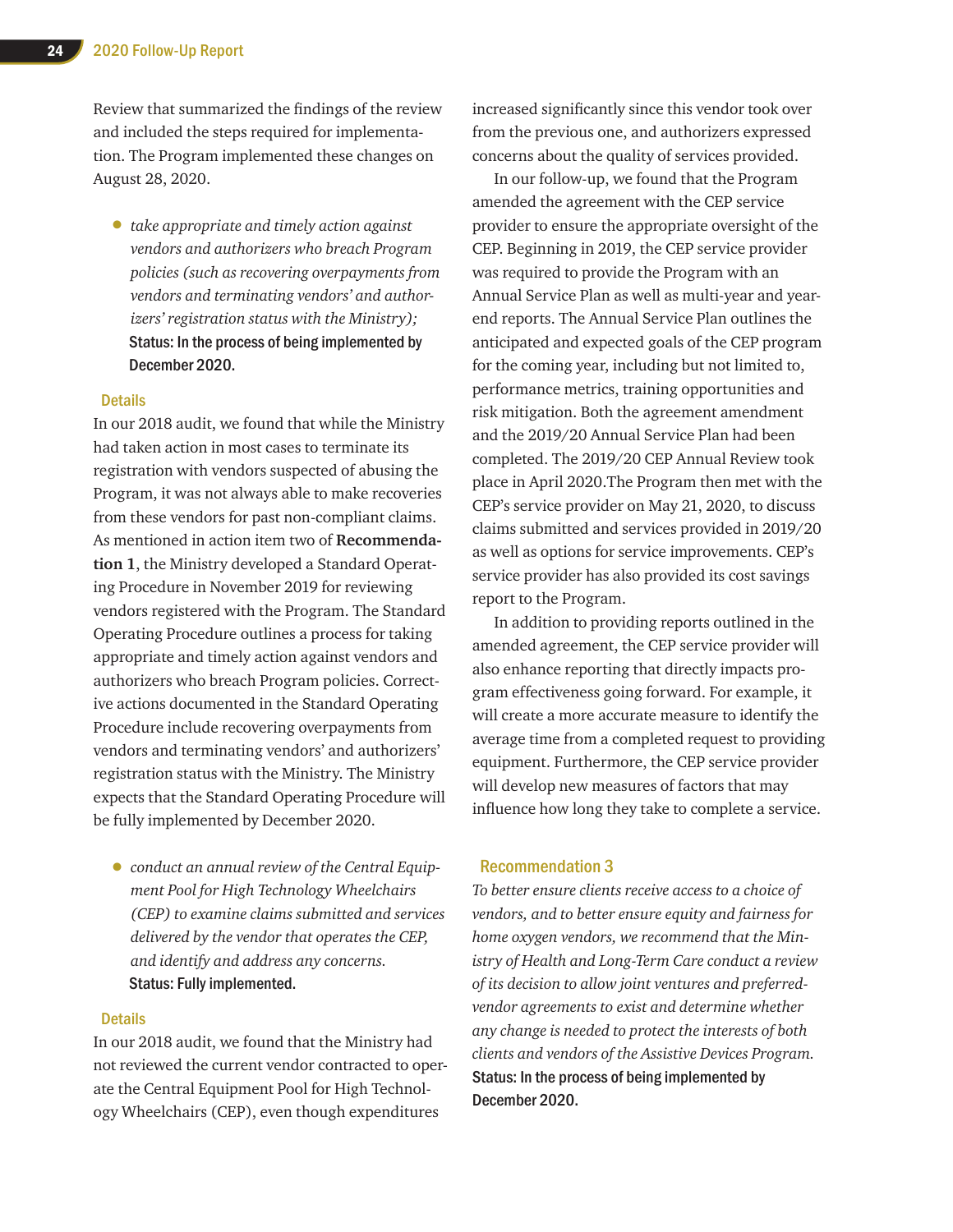Review that summarized the findings of the review and included the steps required for implementation. The Program implemented these changes on August 28, 2020.

- *take appropriate and timely action against vendors and authorizers who breach Program policies (such as recovering overpayments from vendors and terminating vendors' and authorizers' registration status with the Ministry);*
  **Status: In the process of being implemented by December 2020.**

### Details

In our 2018 audit, we found that while the Ministry had taken action in most cases to terminate its registration with vendors suspected of abusing the Program, it was not always able to make recoveries from these vendors for past non-compliant claims. As mentioned in action item two of **Recommendation 1**, the Ministry developed a Standard Operating Procedure in November 2019 for reviewing vendors registered with the Program. The Standard Operating Procedure outlines a process for taking appropriate and timely action against vendors and authorizers who breach Program policies. Corrective actions documented in the Standard Operating Procedure include recovering overpayments from vendors and terminating vendors' and authorizers' registration status with the Ministry. The Ministry expects that the Standard Operating Procedure will be fully implemented by December 2020.

- *conduct an annual review of the Central Equipment Pool for High Technology Wheelchairs (CEP) to examine claims submitted and services delivered by the vendor that operates the CEP, and identify and address any concerns.*
  **Status: Fully implemented.**

### Details

In our 2018 audit, we found that the Ministry had not reviewed the current vendor contracted to operate the Central Equipment Pool for High Technology Wheelchairs (CEP), even though expenditures increased significantly since this vendor took over from the previous one, and authorizers expressed concerns about the quality of services provided.

In our follow-up, we found that the Program amended the agreement with the CEP service provider to ensure the appropriate oversight of the CEP. Beginning in 2019, the CEP service provider was required to provide the Program with an Annual Service Plan as well as multi-year and year-end reports. The Annual Service Plan outlines the anticipated and expected goals of the CEP program for the coming year, including but not limited to, performance metrics, training opportunities and risk mitigation. Both the agreement amendment and the 2019/20 Annual Service Plan had been completed. The 2019/20 CEP Annual Review took place in April 2020.The Program then met with the CEP's service provider on May 21, 2020, to discuss claims submitted and services provided in 2019/20 as well as options for service improvements. CEP's service provider has also provided its cost savings report to the Program.

In addition to providing reports outlined in the amended agreement, the CEP service provider will also enhance reporting that directly impacts program effectiveness going forward. For example, it will create a more accurate measure to identify the average time from a completed request to providing equipment. Furthermore, the CEP service provider will develop new measures of factors that may influence how long they take to complete a service.

## Recommendation 3

*To better ensure clients receive access to a choice of vendors, and to better ensure equity and fairness for home oxygen vendors, we recommend that the Ministry of Health and Long-Term Care conduct a review of its decision to allow joint ventures and preferred-vendor agreements to exist and determine whether any change is needed to protect the interests of both clients and vendors of the Assistive Devices Program.*
**Status: In the process of being implemented by December 2020.**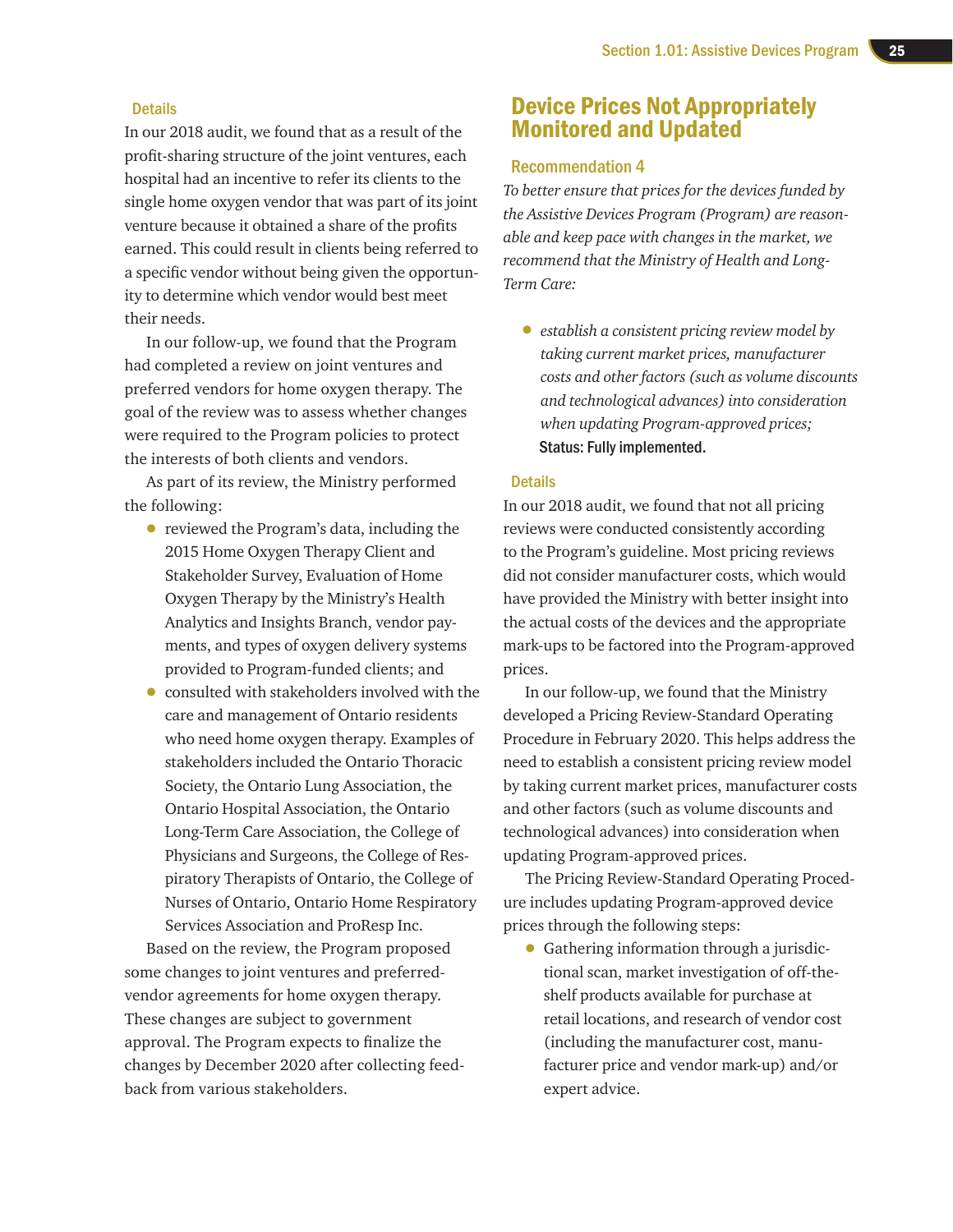### Details

In our 2018 audit, we found that as a result of the profit-sharing structure of the joint ventures, each hospital had an incentive to refer its clients to the single home oxygen vendor that was part of its joint venture because it obtained a share of the profits earned. This could result in clients being referred to a specific vendor without being given the opportunity to determine which vendor would best meet their needs.

In our follow-up, we found that the Program had completed a review on joint ventures and preferred vendors for home oxygen therapy. The goal of the review was to assess whether changes were required to the Program policies to protect the interests of both clients and vendors.

As part of its review, the Ministry performed the following:

- reviewed the Program's data, including the 2015 Home Oxygen Therapy Client and Stakeholder Survey, Evaluation of Home Oxygen Therapy by the Ministry's Health Analytics and Insights Branch, vendor payments, and types of oxygen delivery systems provided to Program-funded clients; and
- consulted with stakeholders involved with the care and management of Ontario residents who need home oxygen therapy. Examples of stakeholders included the Ontario Thoracic Society, the Ontario Lung Association, the Ontario Hospital Association, the Ontario Long-Term Care Association, the College of Physicians and Surgeons, the College of Respiratory Therapists of Ontario, the College of Nurses of Ontario, Ontario Home Respiratory Services Association and ProResp Inc.

Based on the review, the Program proposed some changes to joint ventures and preferred-vendor agreements for home oxygen therapy. These changes are subject to government approval. The Program expects to finalize the changes by December 2020 after collecting feedback from various stakeholders.

## Device Prices Not Appropriately Monitored and Updated

### Recommendation 4

*To better ensure that prices for the devices funded by the Assistive Devices Program (Program) are reasonable and keep pace with changes in the market, we recommend that the Ministry of Health and Long-Term Care:*

- *establish a consistent pricing review model by taking current market prices, manufacturer costs and other factors (such as volume discounts and technological advances) into consideration when updating Program-approved prices;*

  **Status: Fully implemented.**

### Details

In our 2018 audit, we found that not all pricing reviews were conducted consistently according to the Program's guideline. Most pricing reviews did not consider manufacturer costs, which would have provided the Ministry with better insight into the actual costs of the devices and the appropriate mark-ups to be factored into the Program-approved prices.

In our follow-up, we found that the Ministry developed a Pricing Review-Standard Operating Procedure in February 2020. This helps address the need to establish a consistent pricing review model by taking current market prices, manufacturer costs and other factors (such as volume discounts and technological advances) into consideration when updating Program-approved prices.

The Pricing Review-Standard Operating Procedure includes updating Program-approved device prices through the following steps:

- Gathering information through a jurisdictional scan, market investigation of off-the-shelf products available for purchase at retail locations, and research of vendor cost (including the manufacturer cost, manufacturer price and vendor mark-up) and/or expert advice.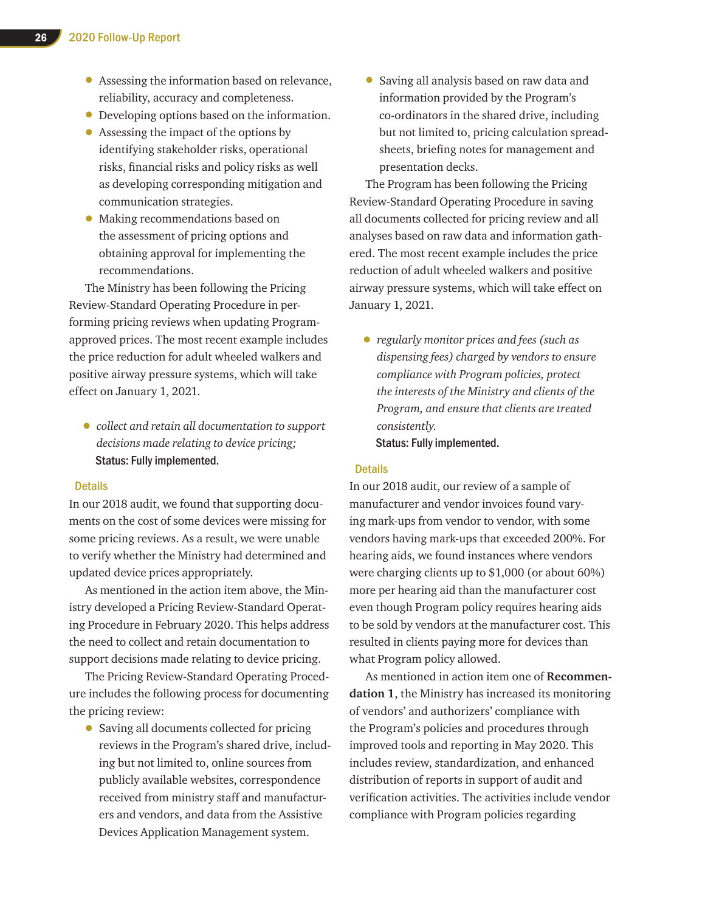- Assessing the information based on relevance, reliability, accuracy and completeness.
- Developing options based on the information.
- Assessing the impact of the options by identifying stakeholder risks, operational risks, financial risks and policy risks as well as developing corresponding mitigation and communication strategies.
- Making recommendations based on the assessment of pricing options and obtaining approval for implementing the recommendations.

The Ministry has been following the Pricing Review-Standard Operating Procedure in performing pricing reviews when updating Program-approved prices. The most recent example includes the price reduction for adult wheeled walkers and positive airway pressure systems, which will take effect on January 1, 2021.

- *collect and retain all documentation to support decisions made relating to device pricing;*

**Status: Fully implemented.**

### Details

In our 2018 audit, we found that supporting documents on the cost of some devices were missing for some pricing reviews. As a result, we were unable to verify whether the Ministry had determined and updated device prices appropriately.

As mentioned in the action item above, the Ministry developed a Pricing Review-Standard Operating Procedure in February 2020. This helps address the need to collect and retain documentation to support decisions made relating to device pricing.

The Pricing Review-Standard Operating Procedure includes the following process for documenting the pricing review:

- Saving all documents collected for pricing reviews in the Program's shared drive, including but not limited to, online sources from publicly available websites, correspondence received from ministry staff and manufacturers and vendors, and data from the Assistive Devices Application Management system.
- Saving all analysis based on raw data and information provided by the Program's co-ordinators in the shared drive, including but not limited to, pricing calculation spreadsheets, briefing notes for management and presentation decks.

The Program has been following the Pricing Review-Standard Operating Procedure in saving all documents collected for pricing review and all analyses based on raw data and information gathered. The most recent example includes the price reduction of adult wheeled walkers and positive airway pressure systems, which will take effect on January 1, 2021.

- *regularly monitor prices and fees (such as dispensing fees) charged by vendors to ensure compliance with Program policies, protect the interests of the Ministry and clients of the Program, and ensure that clients are treated consistently.*

**Status: Fully implemented.**

### Details

In our 2018 audit, our review of a sample of manufacturer and vendor invoices found varying mark-ups from vendor to vendor, with some vendors having mark-ups that exceeded 200%. For hearing aids, we found instances where vendors were charging clients up to $1,000 (or about 60%) more per hearing aid than the manufacturer cost even though Program policy requires hearing aids to be sold by vendors at the manufacturer cost. This resulted in clients paying more for devices than what Program policy allowed.

As mentioned in action item one of **Recommendation 1**, the Ministry has increased its monitoring of vendors' and authorizers' compliance with the Program's policies and procedures through improved tools and reporting in May 2020. This includes review, standardization, and enhanced distribution of reports in support of audit and verification activities. The activities include vendor compliance with Program policies regarding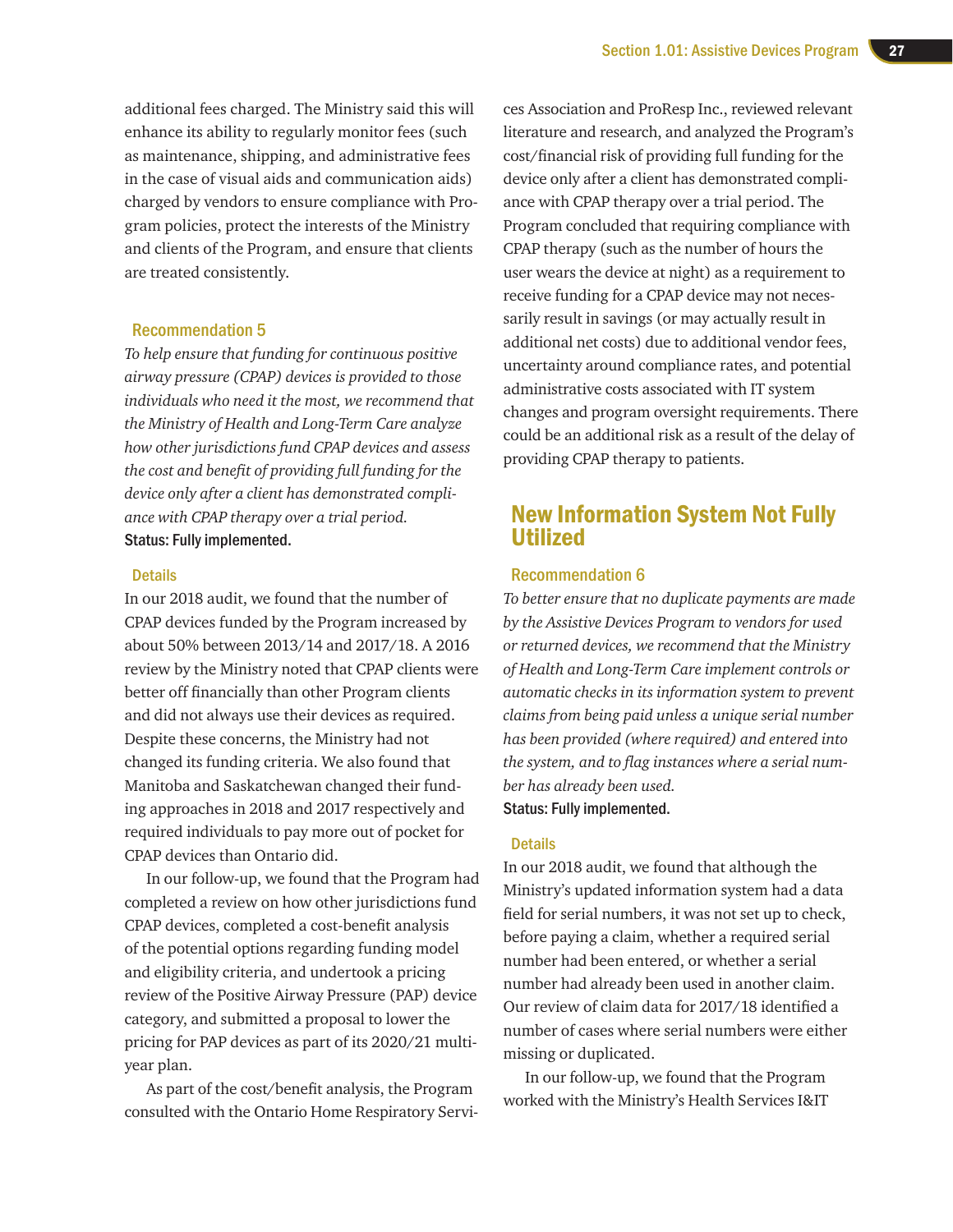additional fees charged. The Ministry said this will enhance its ability to regularly monitor fees (such as maintenance, shipping, and administrative fees in the case of visual aids and communication aids) charged by vendors to ensure compliance with Program policies, protect the interests of the Ministry and clients of the Program, and ensure that clients are treated consistently.

### Recommendation 5

*To help ensure that funding for continuous positive airway pressure (CPAP) devices is provided to those individuals who need it the most, we recommend that the Ministry of Health and Long-Term Care analyze how other jurisdictions fund CPAP devices and assess the cost and benefit of providing full funding for the device only after a client has demonstrated compliance with CPAP therapy over a trial period.*

**Status: Fully implemented.**

#### Details

In our 2018 audit, we found that the number of CPAP devices funded by the Program increased by about 50% between 2013/14 and 2017/18. A 2016 review by the Ministry noted that CPAP clients were better off financially than other Program clients and did not always use their devices as required. Despite these concerns, the Ministry had not changed its funding criteria. We also found that Manitoba and Saskatchewan changed their funding approaches in 2018 and 2017 respectively and required individuals to pay more out of pocket for CPAP devices than Ontario did.

In our follow-up, we found that the Program had completed a review on how other jurisdictions fund CPAP devices, completed a cost-benefit analysis of the potential options regarding funding model and eligibility criteria, and undertook a pricing review of the Positive Airway Pressure (PAP) device category, and submitted a proposal to lower the pricing for PAP devices as part of its 2020/21 multi-year plan.

As part of the cost/benefit analysis, the Program consulted with the Ontario Home Respiratory Services Association and ProResp Inc., reviewed relevant literature and research, and analyzed the Program's cost/financial risk of providing full funding for the device only after a client has demonstrated compliance with CPAP therapy over a trial period. The Program concluded that requiring compliance with CPAP therapy (such as the number of hours the user wears the device at night) as a requirement to receive funding for a CPAP device may not necessarily result in savings (or may actually result in additional net costs) due to additional vendor fees, uncertainty around compliance rates, and potential administrative costs associated with IT system changes and program oversight requirements. There could be an additional risk as a result of the delay of providing CPAP therapy to patients.

## New Information System Not Fully Utilized

### Recommendation 6

*To better ensure that no duplicate payments are made by the Assistive Devices Program to vendors for used or returned devices, we recommend that the Ministry of Health and Long-Term Care implement controls or automatic checks in its information system to prevent claims from being paid unless a unique serial number has been provided (where required) and entered into the system, and to flag instances where a serial number has already been used.*

**Status: Fully implemented.**

#### Details

In our 2018 audit, we found that although the Ministry's updated information system had a data field for serial numbers, it was not set up to check, before paying a claim, whether a required serial number had been entered, or whether a serial number had already been used in another claim. Our review of claim data for 2017/18 identified a number of cases where serial numbers were either missing or duplicated.

In our follow-up, we found that the Program worked with the Ministry's Health Services I&IT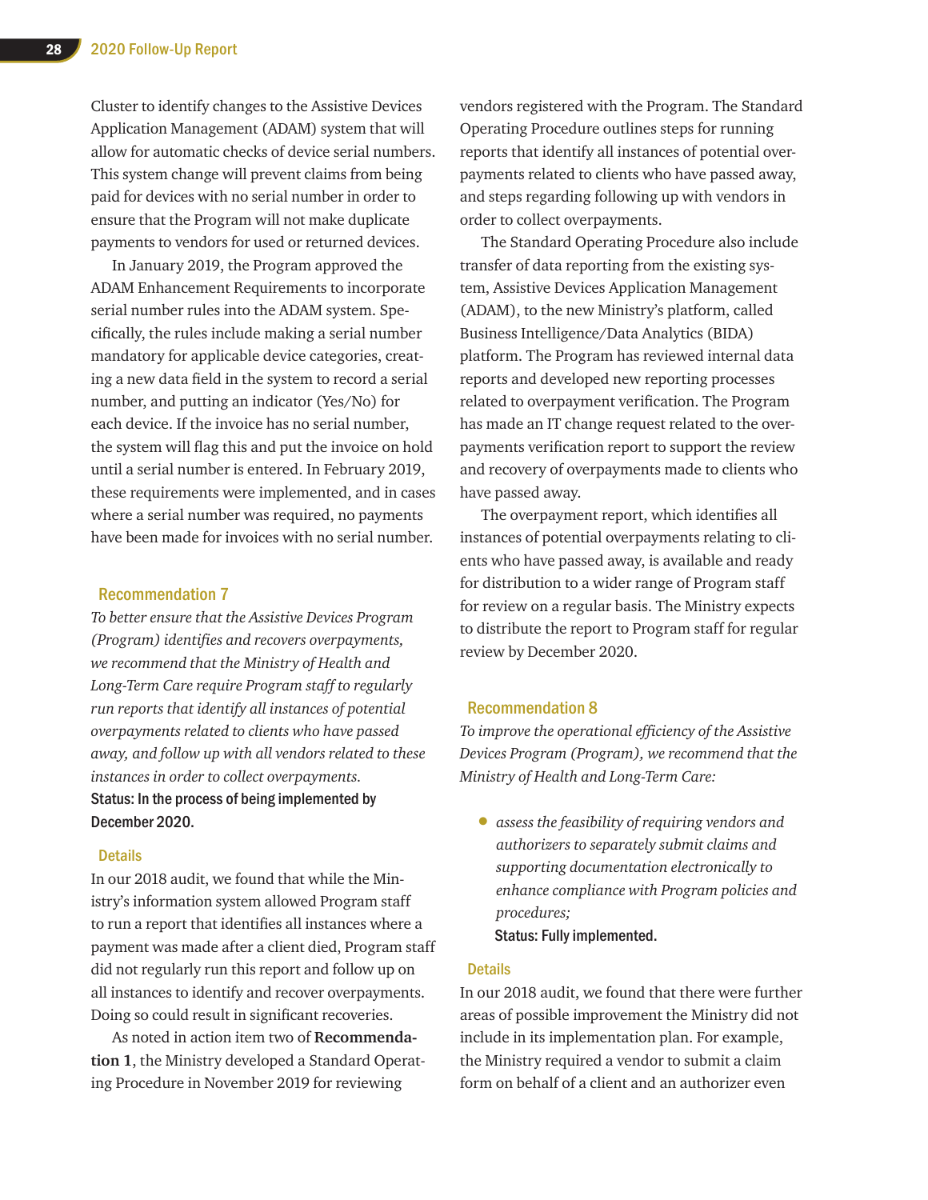Cluster to identify changes to the Assistive Devices Application Management (ADAM) system that will allow for automatic checks of device serial numbers. This system change will prevent claims from being paid for devices with no serial number in order to ensure that the Program will not make duplicate payments to vendors for used or returned devices.

In January 2019, the Program approved the ADAM Enhancement Requirements to incorporate serial number rules into the ADAM system. Specifically, the rules include making a serial number mandatory for applicable device categories, creating a new data field in the system to record a serial number, and putting an indicator (Yes/No) for each device. If the invoice has no serial number, the system will flag this and put the invoice on hold until a serial number is entered. In February 2019, these requirements were implemented, and in cases where a serial number was required, no payments have been made for invoices with no serial number.

### Recommendation 7

*To better ensure that the Assistive Devices Program (Program) identifies and recovers overpayments, we recommend that the Ministry of Health and Long-Term Care require Program staff to regularly run reports that identify all instances of potential overpayments related to clients who have passed away, and follow up with all vendors related to these instances in order to collect overpayments.*

**Status: In the process of being implemented by December 2020.**

#### Details

In our 2018 audit, we found that while the Ministry's information system allowed Program staff to run a report that identifies all instances where a payment was made after a client died, Program staff did not regularly run this report and follow up on all instances to identify and recover overpayments. Doing so could result in significant recoveries.

As noted in action item two of **Recommendation 1**, the Ministry developed a Standard Operating Procedure in November 2019 for reviewing vendors registered with the Program. The Standard Operating Procedure outlines steps for running reports that identify all instances of potential overpayments related to clients who have passed away, and steps regarding following up with vendors in order to collect overpayments.

The Standard Operating Procedure also include transfer of data reporting from the existing system, Assistive Devices Application Management (ADAM), to the new Ministry's platform, called Business Intelligence/Data Analytics (BIDA) platform. The Program has reviewed internal data reports and developed new reporting processes related to overpayment verification. The Program has made an IT change request related to the overpayments verification report to support the review and recovery of overpayments made to clients who have passed away.

The overpayment report, which identifies all instances of potential overpayments relating to clients who have passed away, is available and ready for distribution to a wider range of Program staff for review on a regular basis. The Ministry expects to distribute the report to Program staff for regular review by December 2020.

### Recommendation 8

*To improve the operational efficiency of the Assistive Devices Program (Program), we recommend that the Ministry of Health and Long-Term Care:*

- *assess the feasibility of requiring vendors and authorizers to separately submit claims and supporting documentation electronically to enhance compliance with Program policies and procedures;*

  **Status: Fully implemented.**

#### Details

In our 2018 audit, we found that there were further areas of possible improvement the Ministry did not include in its implementation plan. For example, the Ministry required a vendor to submit a claim form on behalf of a client and an authorizer even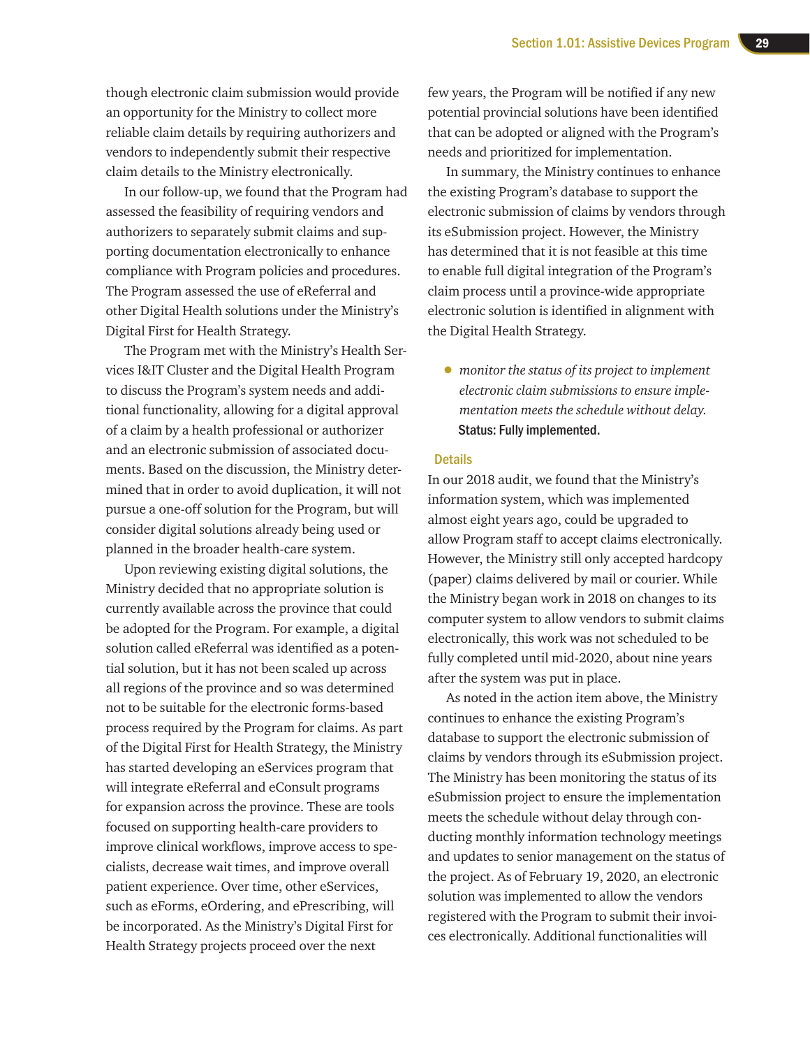though electronic claim submission would provide an opportunity for the Ministry to collect more reliable claim details by requiring authorizers and vendors to independently submit their respective claim details to the Ministry electronically.

In our follow-up, we found that the Program had assessed the feasibility of requiring vendors and authorizers to separately submit claims and supporting documentation electronically to enhance compliance with Program policies and procedures. The Program assessed the use of eReferral and other Digital Health solutions under the Ministry's Digital First for Health Strategy.

The Program met with the Ministry's Health Services I&IT Cluster and the Digital Health Program to discuss the Program's system needs and additional functionality, allowing for a digital approval of a claim by a health professional or authorizer and an electronic submission of associated documents. Based on the discussion, the Ministry determined that in order to avoid duplication, it will not pursue a one-off solution for the Program, but will consider digital solutions already being used or planned in the broader health-care system.

Upon reviewing existing digital solutions, the Ministry decided that no appropriate solution is currently available across the province that could be adopted for the Program. For example, a digital solution called eReferral was identified as a potential solution, but it has not been scaled up across all regions of the province and so was determined not to be suitable for the electronic forms-based process required by the Program for claims. As part of the Digital First for Health Strategy, the Ministry has started developing an eServices program that will integrate eReferral and eConsult programs for expansion across the province. These are tools focused on supporting health-care providers to improve clinical workflows, improve access to specialists, decrease wait times, and improve overall patient experience. Over time, other eServices, such as eForms, eOrdering, and ePrescribing, will be incorporated. As the Ministry's Digital First for Health Strategy projects proceed over the next few years, the Program will be notified if any new potential provincial solutions have been identified that can be adopted or aligned with the Program's needs and prioritized for implementation.

In summary, the Ministry continues to enhance the existing Program's database to support the electronic submission of claims by vendors through its eSubmission project. However, the Ministry has determined that it is not feasible at this time to enable full digital integration of the Program's claim process until a province-wide appropriate electronic solution is identified in alignment with the Digital Health Strategy.

- *monitor the status of its project to implement electronic claim submissions to ensure implementation meets the schedule without delay.*
  **Status: Fully implemented.**

### Details

In our 2018 audit, we found that the Ministry's information system, which was implemented almost eight years ago, could be upgraded to allow Program staff to accept claims electronically. However, the Ministry still only accepted hardcopy (paper) claims delivered by mail or courier. While the Ministry began work in 2018 on changes to its computer system to allow vendors to submit claims electronically, this work was not scheduled to be fully completed until mid-2020, about nine years after the system was put in place.

As noted in the action item above, the Ministry continues to enhance the existing Program's database to support the electronic submission of claims by vendors through its eSubmission project. The Ministry has been monitoring the status of its eSubmission project to ensure the implementation meets the schedule without delay through conducting monthly information technology meetings and updates to senior management on the status of the project. As of February 19, 2020, an electronic solution was implemented to allow the vendors registered with the Program to submit their invoices electronically. Additional functionalities will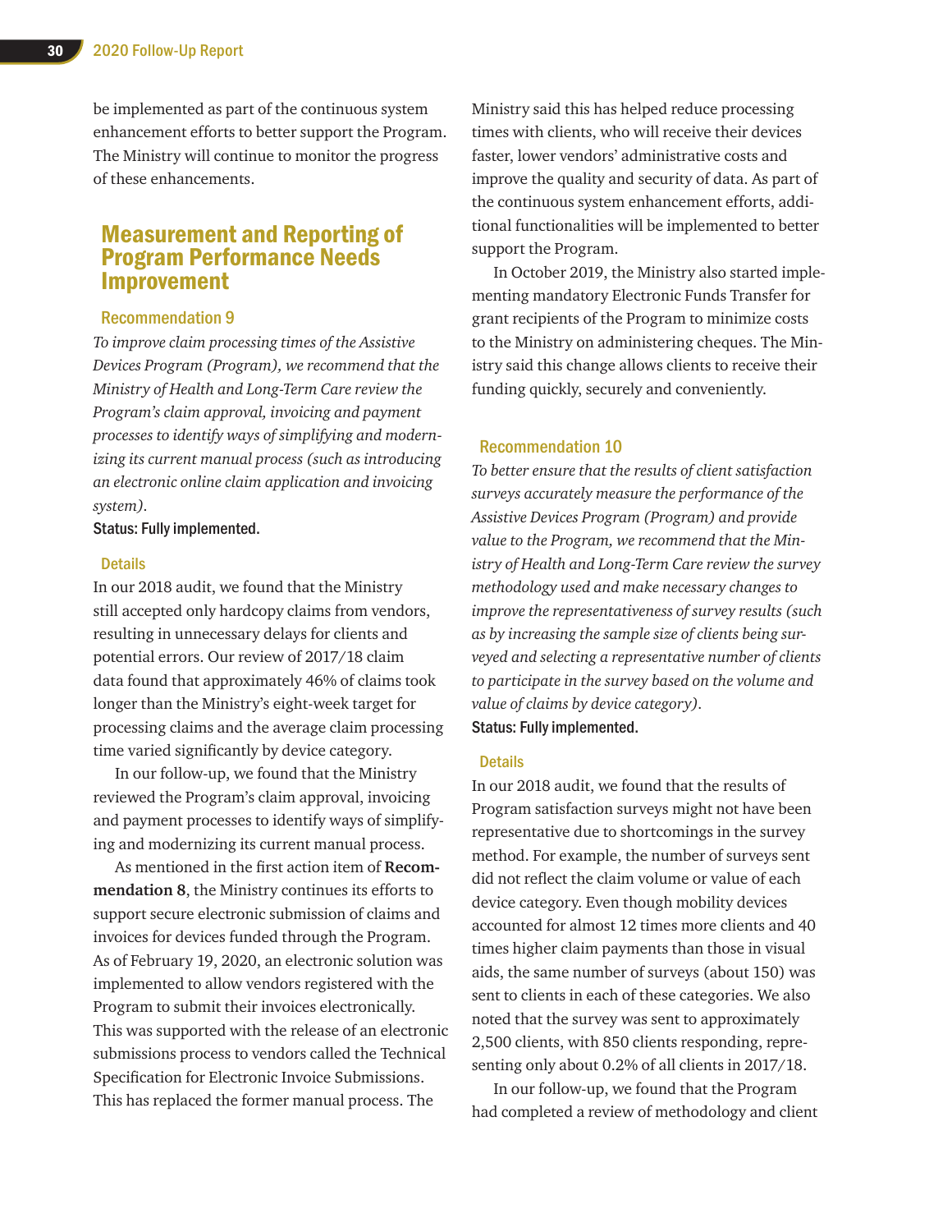be implemented as part of the continuous system enhancement efforts to better support the Program. The Ministry will continue to monitor the progress of these enhancements.

## Measurement and Reporting of Program Performance Needs Improvement

### Recommendation 9

*To improve claim processing times of the Assistive Devices Program (Program), we recommend that the Ministry of Health and Long-Term Care review the Program's claim approval, invoicing and payment processes to identify ways of simplifying and modernizing its current manual process (such as introducing an electronic online claim application and invoicing system).*

**Status: Fully implemented.**

#### Details

In our 2018 audit, we found that the Ministry still accepted only hardcopy claims from vendors, resulting in unnecessary delays for clients and potential errors. Our review of 2017/18 claim data found that approximately 46% of claims took longer than the Ministry's eight-week target for processing claims and the average claim processing time varied significantly by device category.

In our follow-up, we found that the Ministry reviewed the Program's claim approval, invoicing and payment processes to identify ways of simplifying and modernizing its current manual process.

As mentioned in the first action item of **Recommendation 8**, the Ministry continues its efforts to support secure electronic submission of claims and invoices for devices funded through the Program. As of February 19, 2020, an electronic solution was implemented to allow vendors registered with the Program to submit their invoices electronically. This was supported with the release of an electronic submissions process to vendors called the Technical Specification for Electronic Invoice Submissions. This has replaced the former manual process. The Ministry said this has helped reduce processing times with clients, who will receive their devices faster, lower vendors' administrative costs and improve the quality and security of data. As part of the continuous system enhancement efforts, additional functionalities will be implemented to better support the Program.

In October 2019, the Ministry also started implementing mandatory Electronic Funds Transfer for grant recipients of the Program to minimize costs to the Ministry on administering cheques. The Ministry said this change allows clients to receive their funding quickly, securely and conveniently.

### Recommendation 10

*To better ensure that the results of client satisfaction surveys accurately measure the performance of the Assistive Devices Program (Program) and provide value to the Program, we recommend that the Ministry of Health and Long-Term Care review the survey methodology used and make necessary changes to improve the representativeness of survey results (such as by increasing the sample size of clients being surveyed and selecting a representative number of clients to participate in the survey based on the volume and value of claims by device category).*

**Status: Fully implemented.**

#### Details

In our 2018 audit, we found that the results of Program satisfaction surveys might not have been representative due to shortcomings in the survey method. For example, the number of surveys sent did not reflect the claim volume or value of each device category. Even though mobility devices accounted for almost 12 times more clients and 40 times higher claim payments than those in visual aids, the same number of surveys (about 150) was sent to clients in each of these categories. We also noted that the survey was sent to approximately 2,500 clients, with 850 clients responding, representing only about 0.2% of all clients in 2017/18.

In our follow-up, we found that the Program had completed a review of methodology and client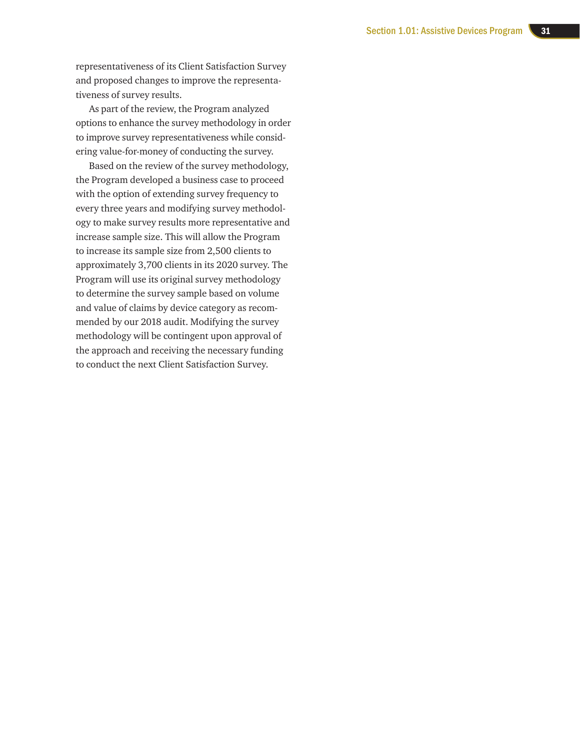representativeness of its Client Satisfaction Survey and proposed changes to improve the representativeness of survey results.

As part of the review, the Program analyzed options to enhance the survey methodology in order to improve survey representativeness while considering value-for-money of conducting the survey.

Based on the review of the survey methodology, the Program developed a business case to proceed with the option of extending survey frequency to every three years and modifying survey methodology to make survey results more representative and increase sample size. This will allow the Program to increase its sample size from 2,500 clients to approximately 3,700 clients in its 2020 survey. The Program will use its original survey methodology to determine the survey sample based on volume and value of claims by device category as recommended by our 2018 audit. Modifying the survey methodology will be contingent upon approval of the approach and receiving the necessary funding to conduct the next Client Satisfaction Survey.